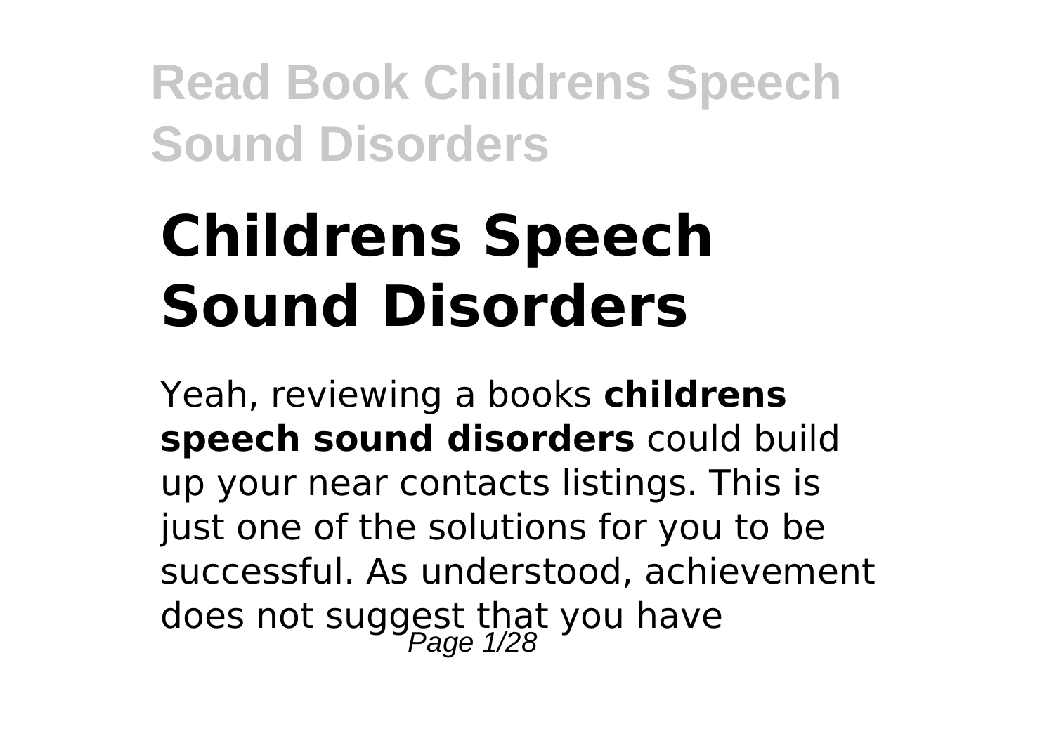# Childrens Speech Sound Disorders

Yeah, reviewing a books **childrens speech sound disorders** could build up your near contacts listings. This is just one of the solutions for you to be successful. As understood, achievement does not suggest that you have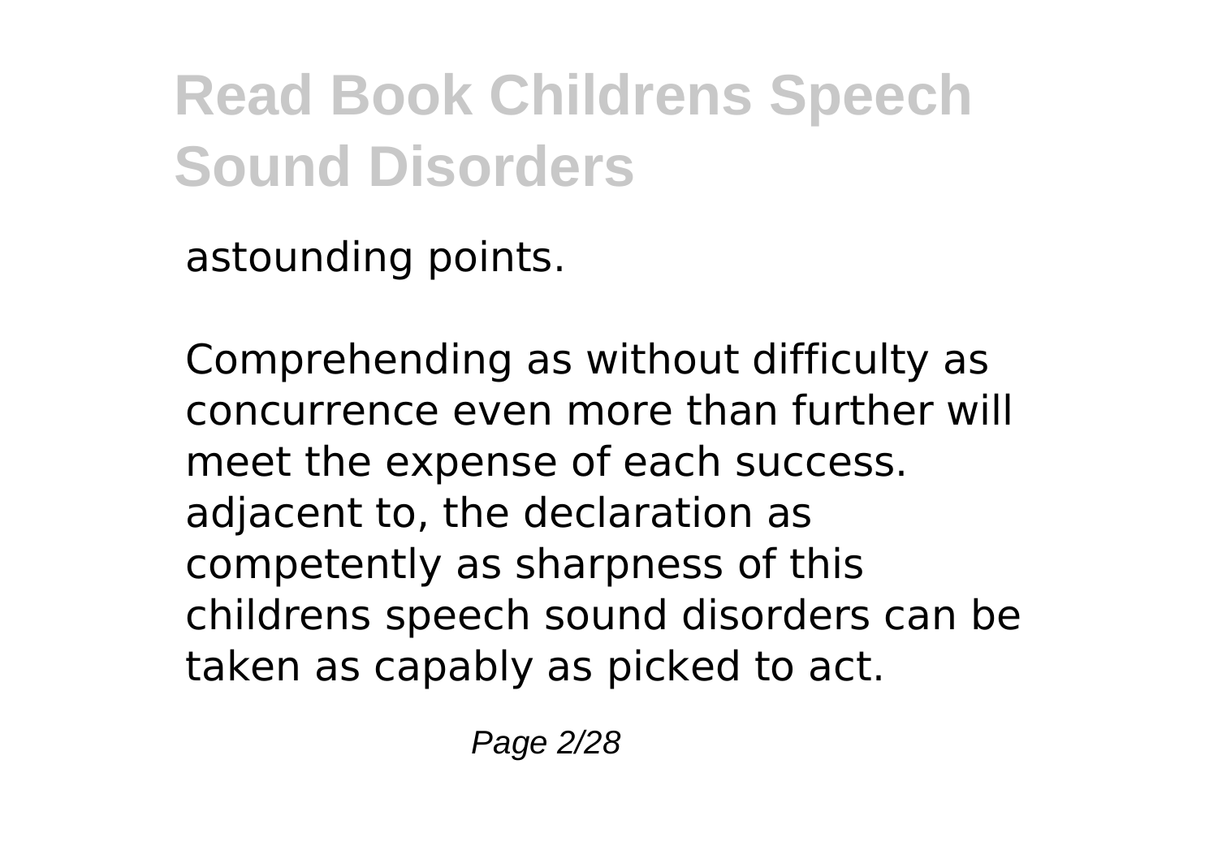astounding points.

Comprehending as without difficulty as concurrence even more than further will meet the expense of each success. adjacent to, the declaration as competently as sharpness of this childrens speech sound disorders can be taken as capably as picked to act.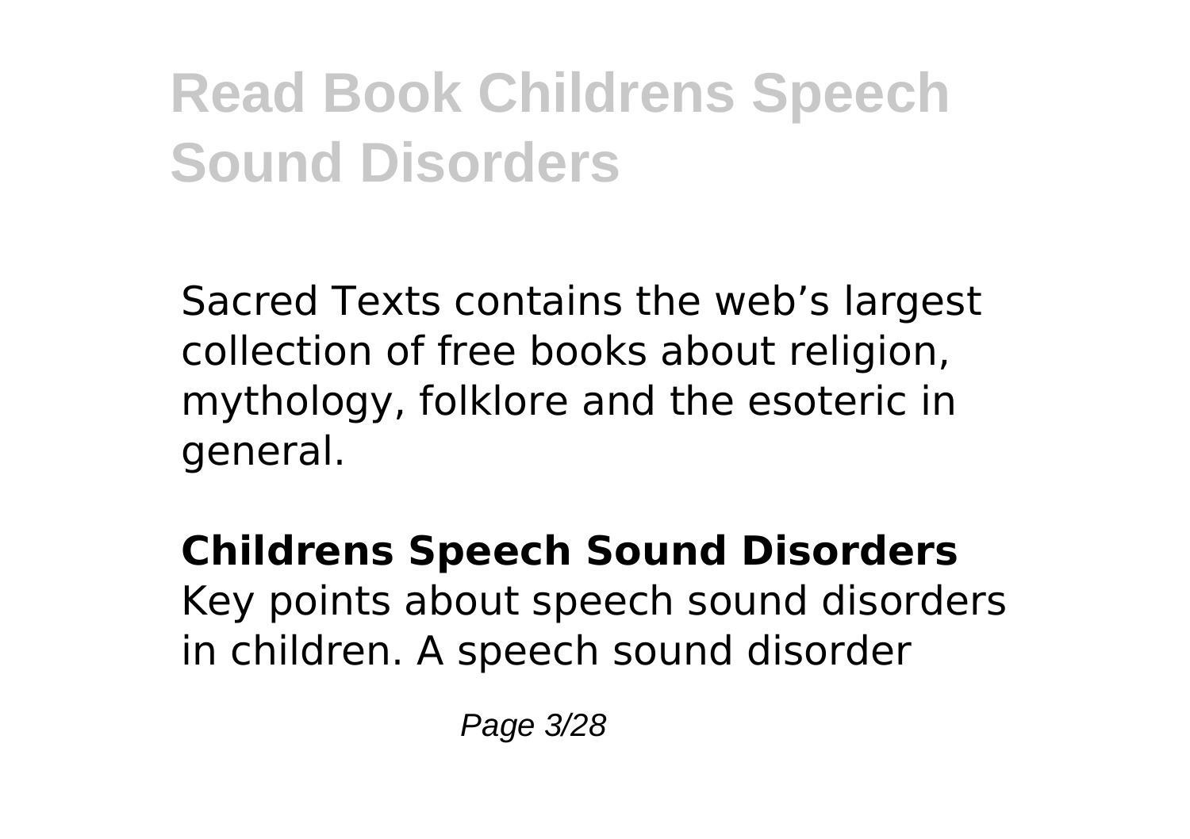Sacred Texts contains the web's largest collection of free books about religion, mythology, folklore and the esoteric in general.

**Childrens Speech Sound Disorders**
Key points about speech sound disorders in children. A speech sound disorder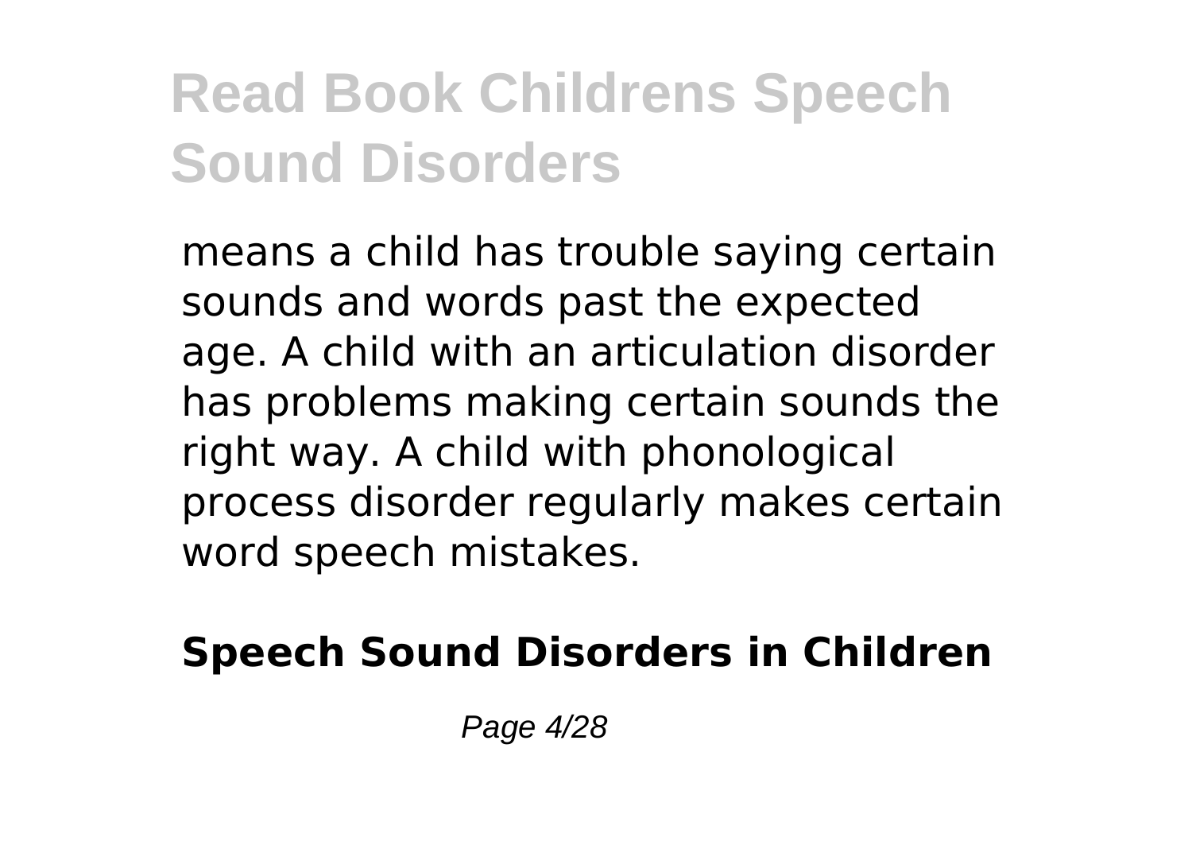means a child has trouble saying certain sounds and words past the expected age. A child with an articulation disorder has problems making certain sounds the right way. A child with phonological process disorder regularly makes certain word speech mistakes.

**Speech Sound Disorders in Children**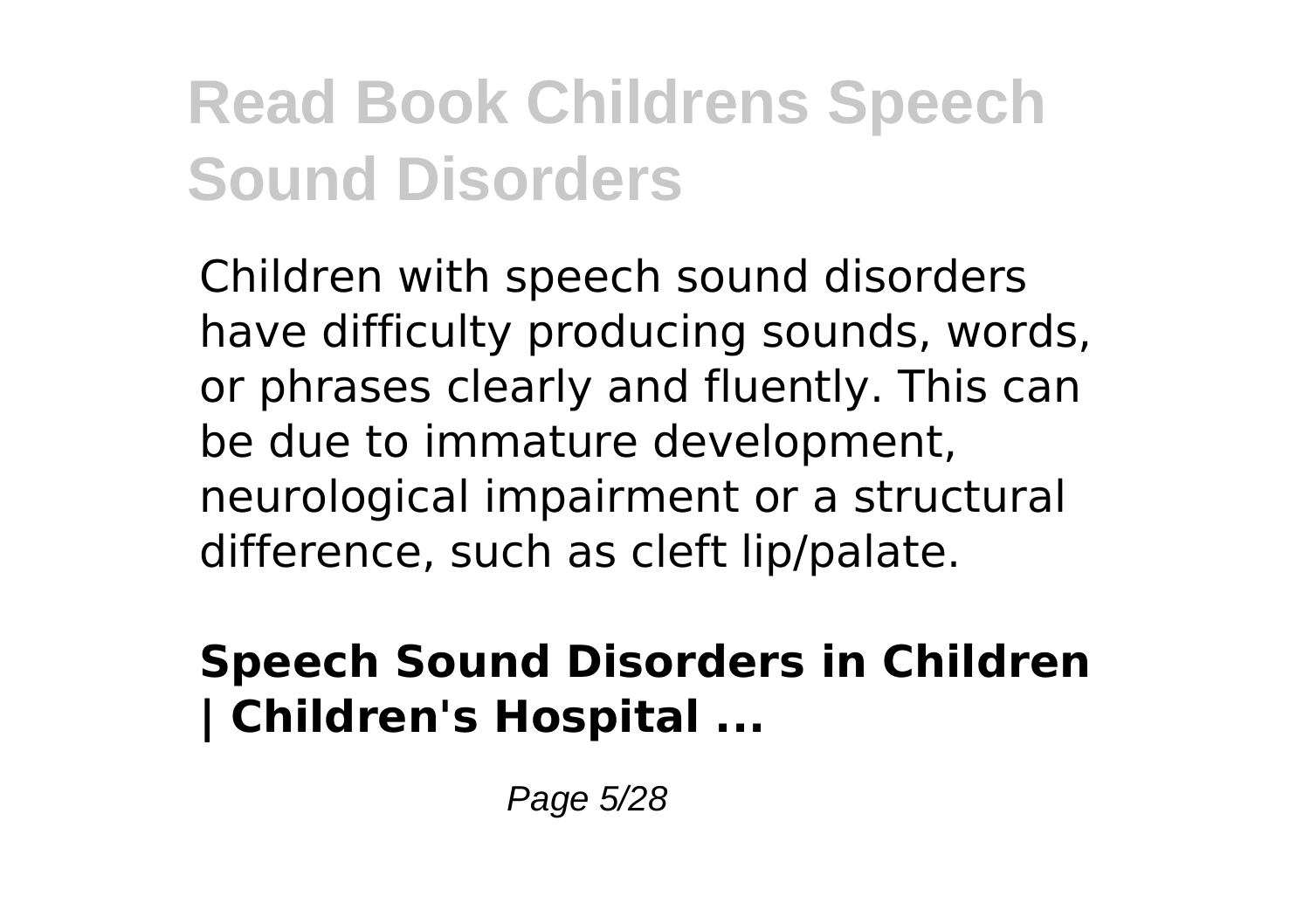Children with speech sound disorders have difficulty producing sounds, words, or phrases clearly and fluently. This can be due to immature development, neurological impairment or a structural difference, such as cleft lip/palate.

**Speech Sound Disorders in Children | Children's Hospital ...**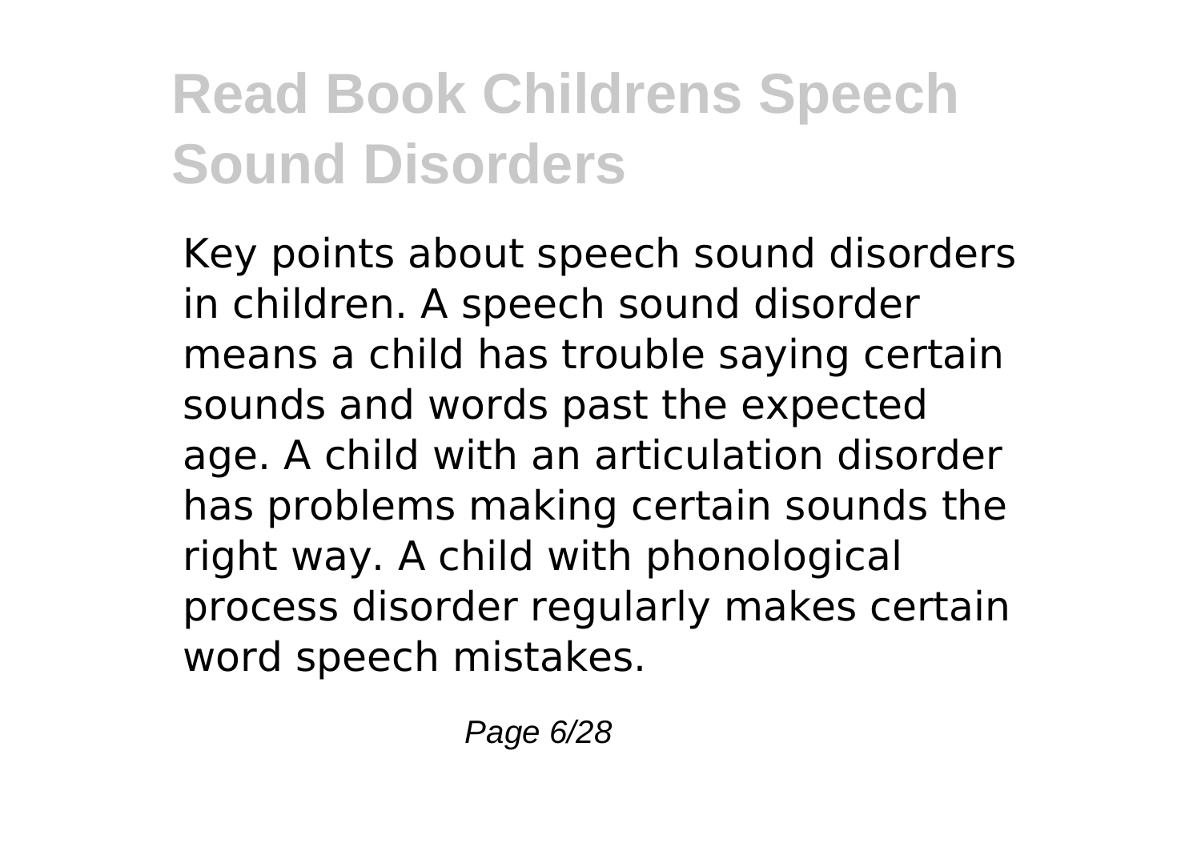Key points about speech sound disorders in children. A speech sound disorder means a child has trouble saying certain sounds and words past the expected age. A child with an articulation disorder has problems making certain sounds the right way. A child with phonological process disorder regularly makes certain word speech mistakes.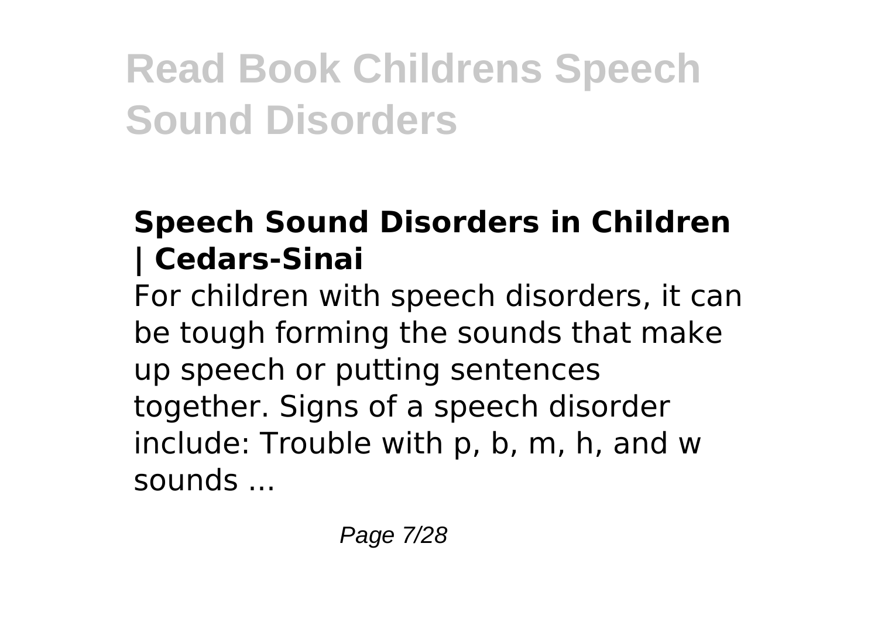## Speech Sound Disorders in Children | Cedars-Sinai

For children with speech disorders, it can be tough forming the sounds that make up speech or putting sentences together. Signs of a speech disorder include: Trouble with p, b, m, h, and w sounds ...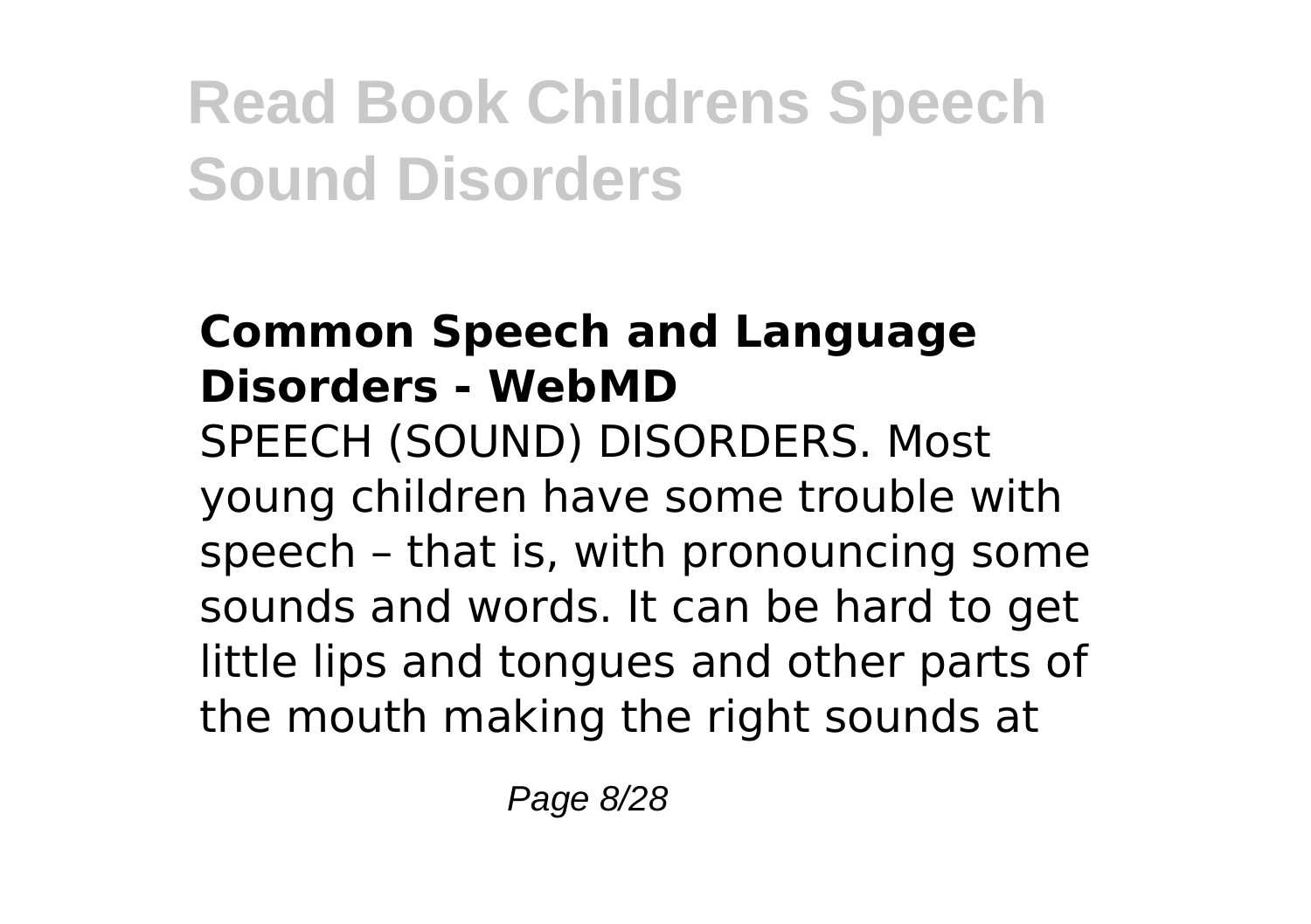### Common Speech and Language Disorders - WebMD

SPEECH (SOUND) DISORDERS. Most young children have some trouble with speech – that is, with pronouncing some sounds and words. It can be hard to get little lips and tongues and other parts of the mouth making the right sounds at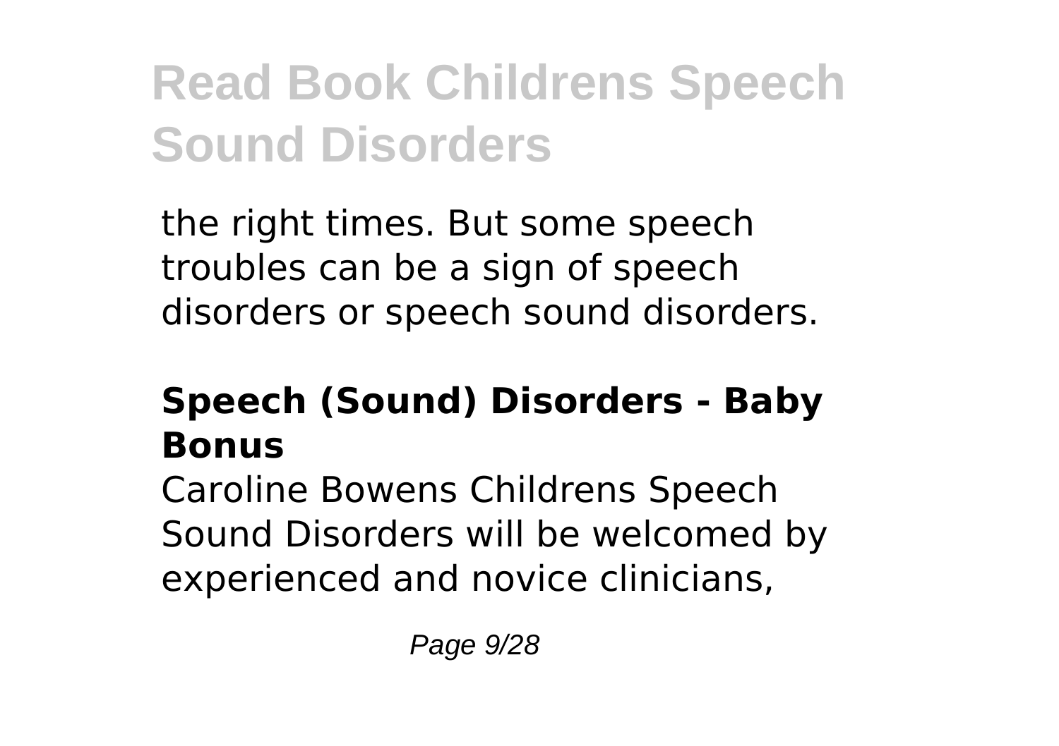the right times. But some speech troubles can be a sign of speech disorders or speech sound disorders.

### Speech (Sound) Disorders - Baby Bonus

Caroline Bowens Childrens Speech Sound Disorders will be welcomed by experienced and novice clinicians,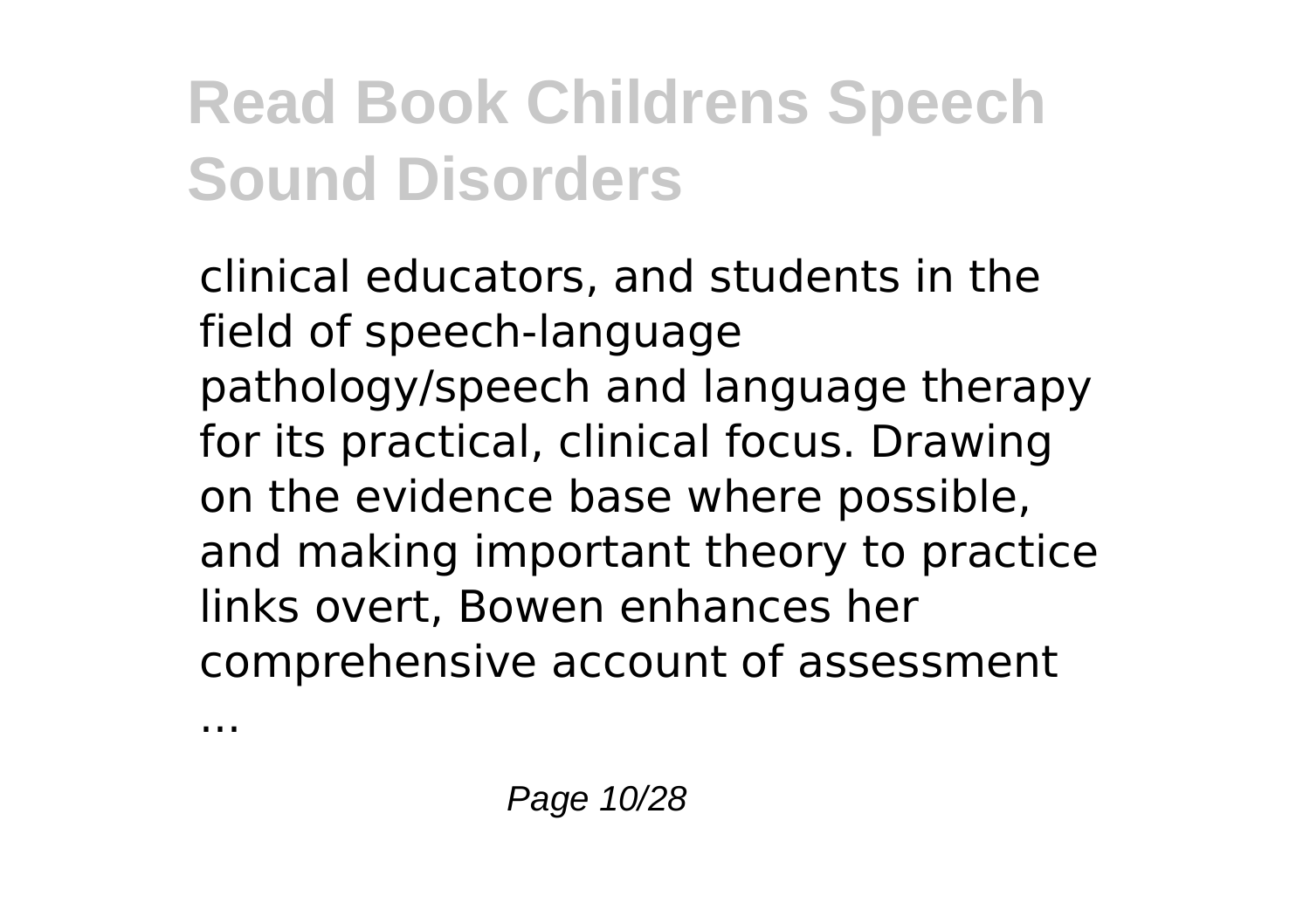# Read Book Childrens Speech Sound Disorders

clinical educators, and students in the field of speech-language pathology/speech and language therapy for its practical, clinical focus. Drawing on the evidence base where possible, and making important theory to practice links overt, Bowen enhances her comprehensive account of assessment ...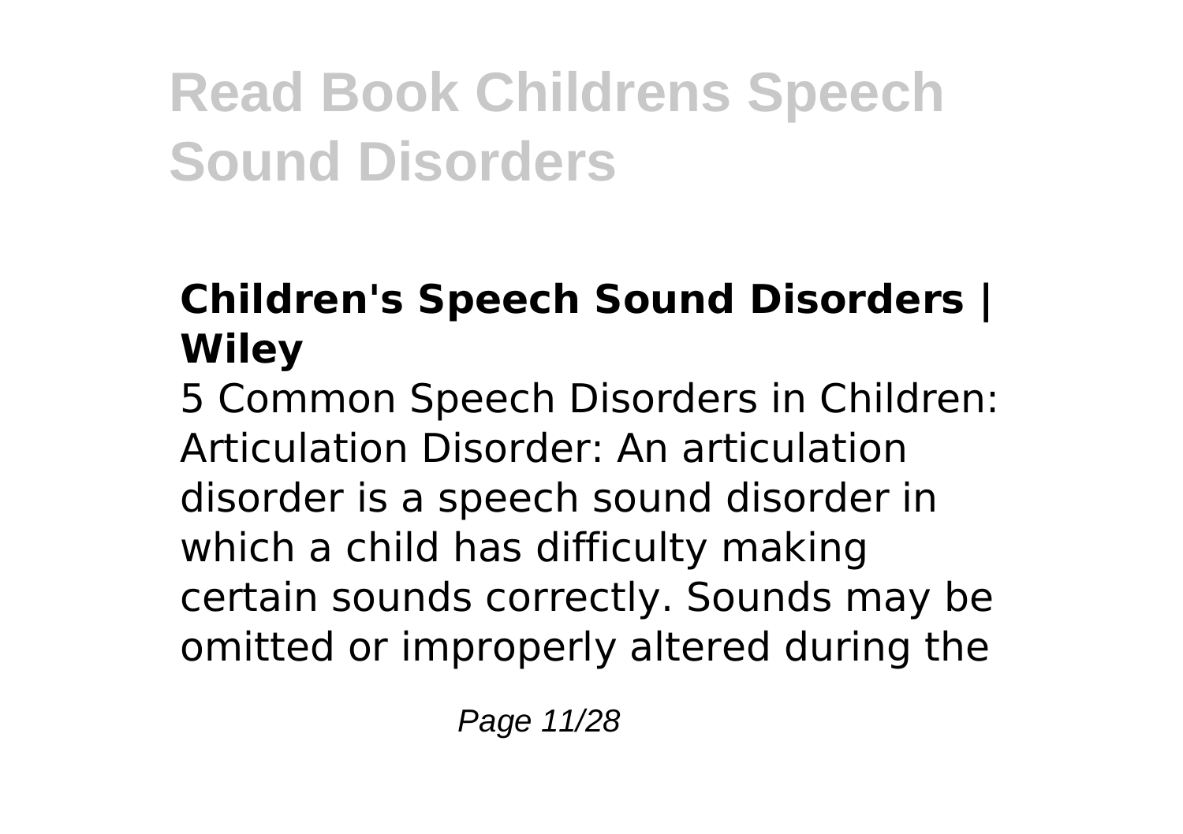### Children's Speech Sound Disorders | Wiley

5 Common Speech Disorders in Children: Articulation Disorder: An articulation disorder is a speech sound disorder in which a child has difficulty making certain sounds correctly. Sounds may be omitted or improperly altered during the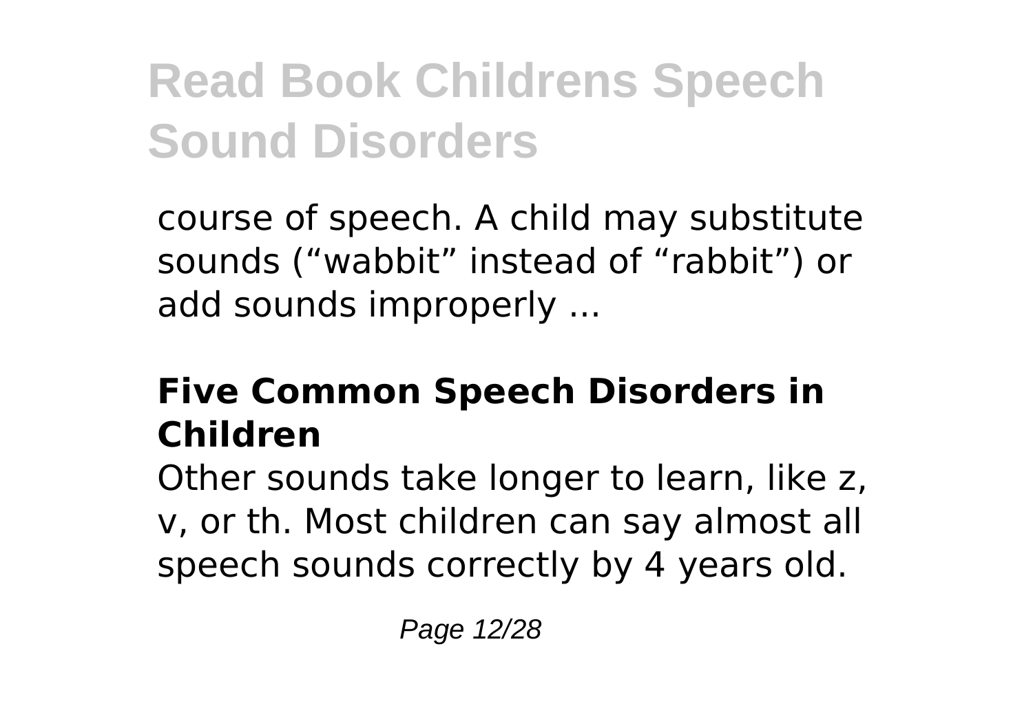course of speech. A child may substitute sounds (“wabbit” instead of “rabbit”) or add sounds improperly ...

### Five Common Speech Disorders in Children

Other sounds take longer to learn, like z, v, or th. Most children can say almost all speech sounds correctly by 4 years old.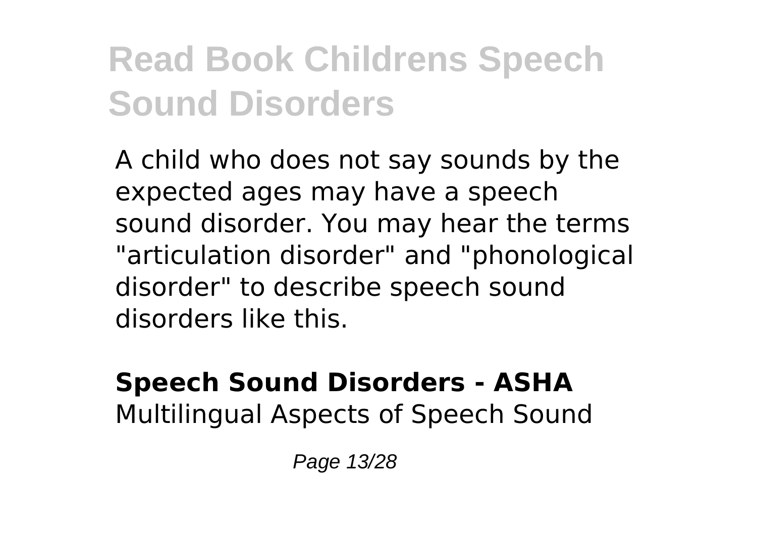A child who does not say sounds by the expected ages may have a speech sound disorder. You may hear the terms "articulation disorder" and "phonological disorder" to describe speech sound disorders like this.

**Speech Sound Disorders - ASHA**
Multilingual Aspects of Speech Sound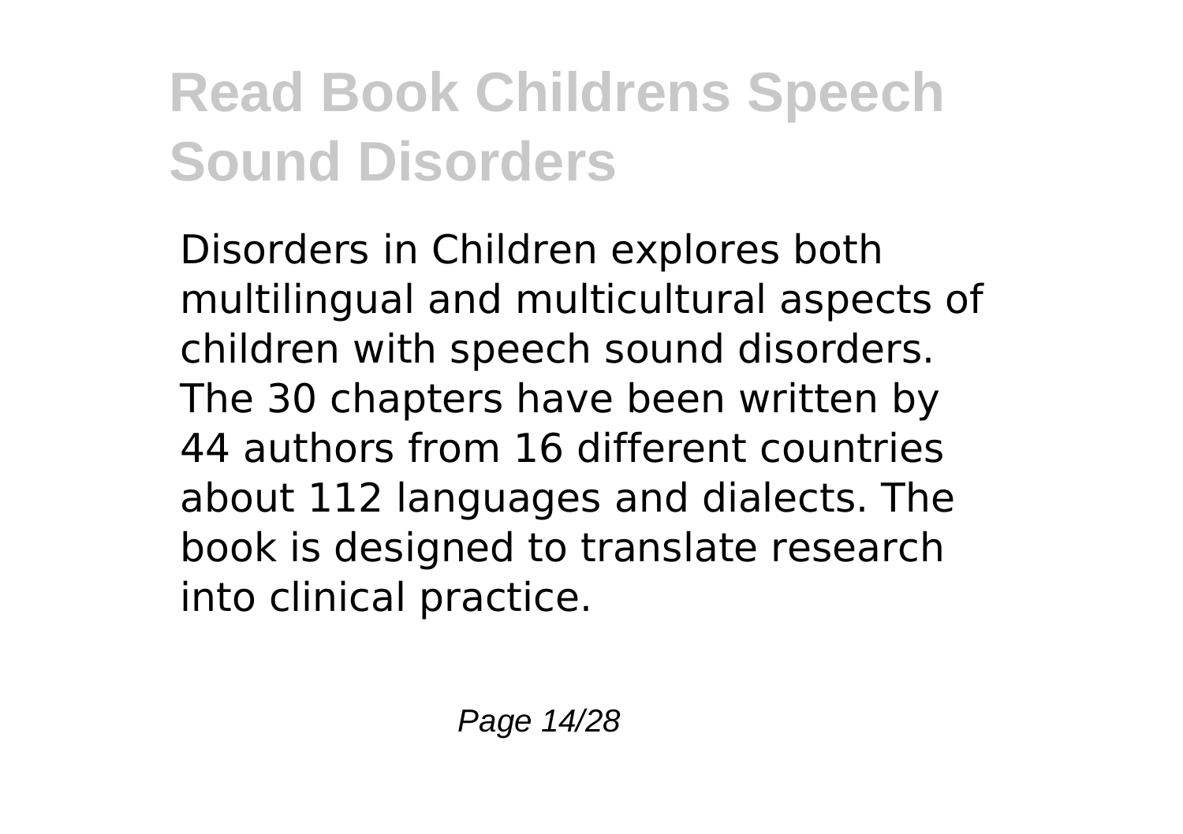Disorders in Children explores both multilingual and multicultural aspects of children with speech sound disorders. The 30 chapters have been written by 44 authors from 16 different countries about 112 languages and dialects. The book is designed to translate research into clinical practice.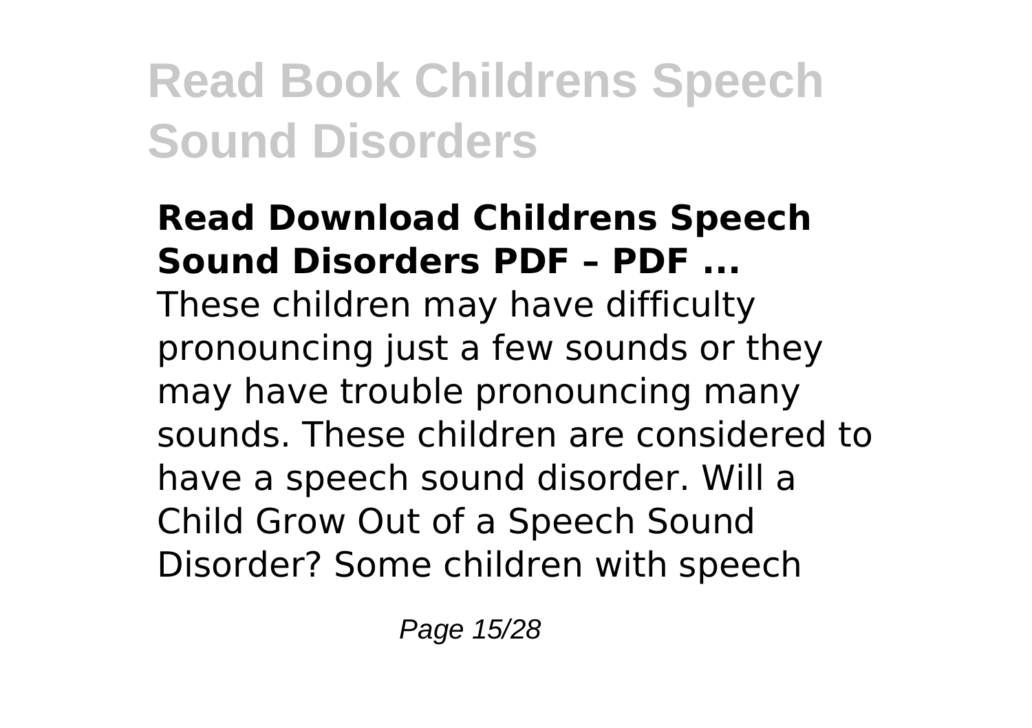### Read Download Childrens Speech Sound Disorders PDF – PDF ...

These children may have difficulty pronouncing just a few sounds or they may have trouble pronouncing many sounds. These children are considered to have a speech sound disorder. Will a Child Grow Out of a Speech Sound Disorder? Some children with speech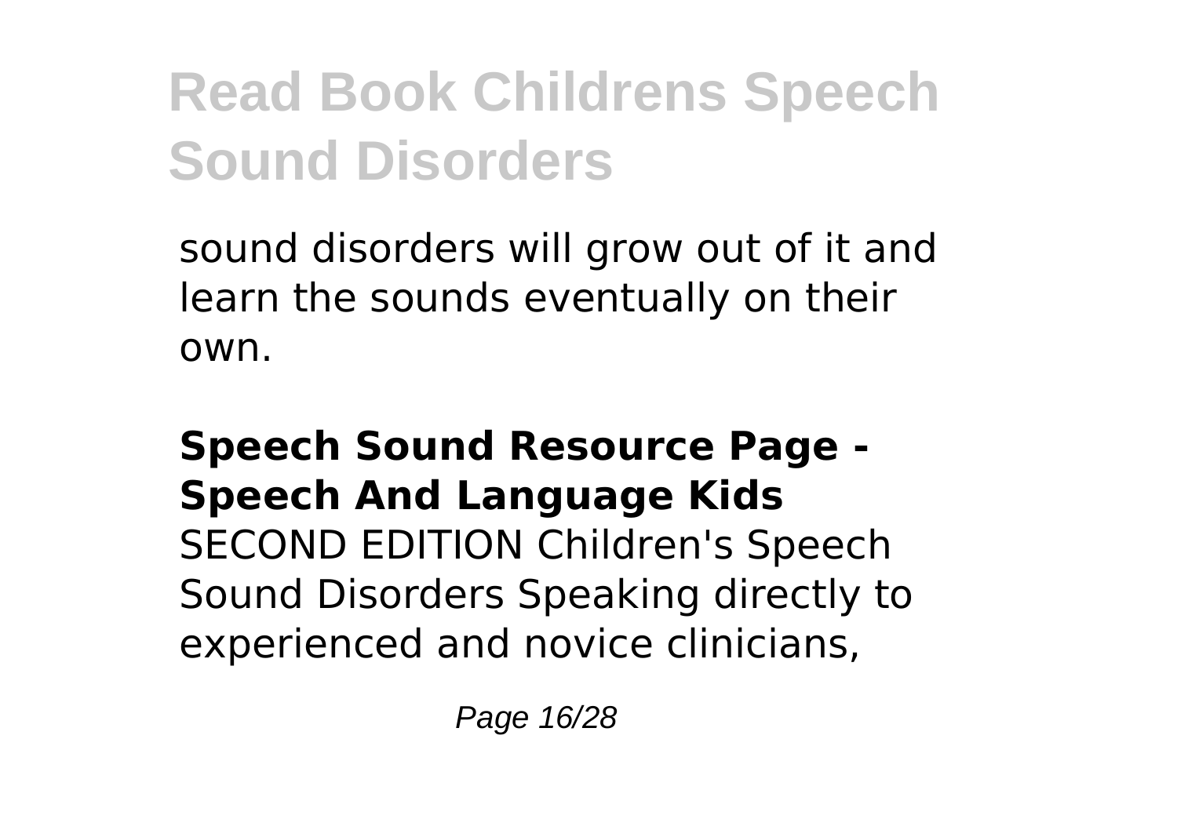sound disorders will grow out of it and learn the sounds eventually on their own.

**Speech Sound Resource Page - Speech And Language Kids**

SECOND EDITION Children's Speech Sound Disorders Speaking directly to experienced and novice clinicians,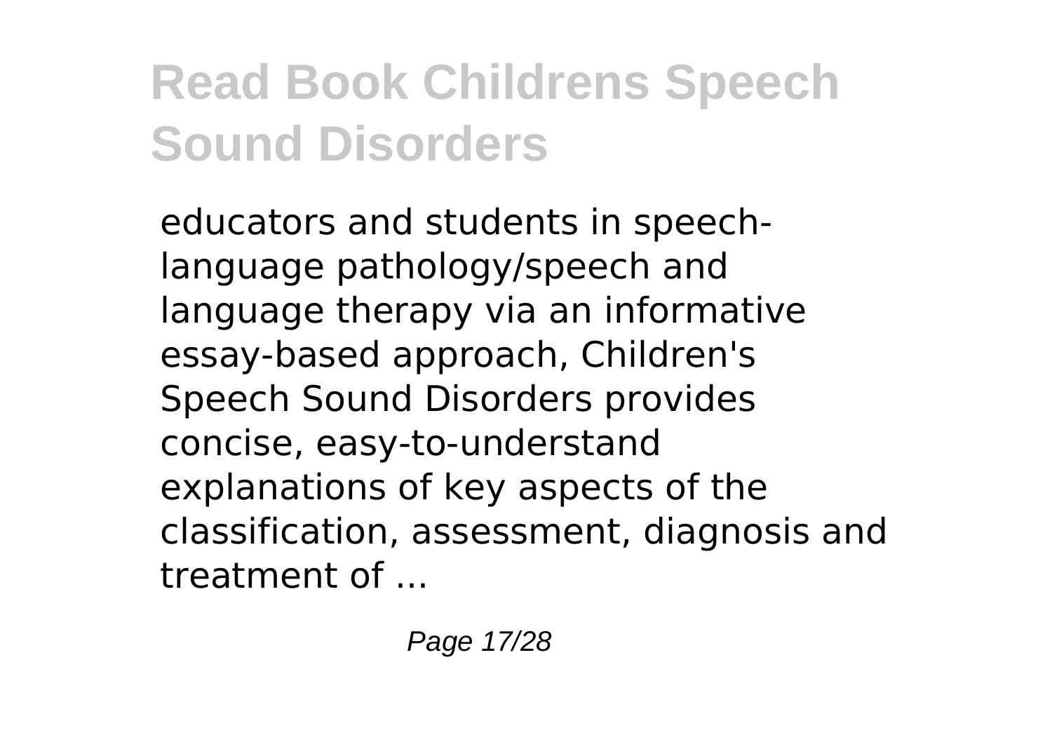educators and students in speech-language pathology/speech and language therapy via an informative essay-based approach, Children's Speech Sound Disorders provides concise, easy-to-understand explanations of key aspects of the classification, assessment, diagnosis and treatment of ...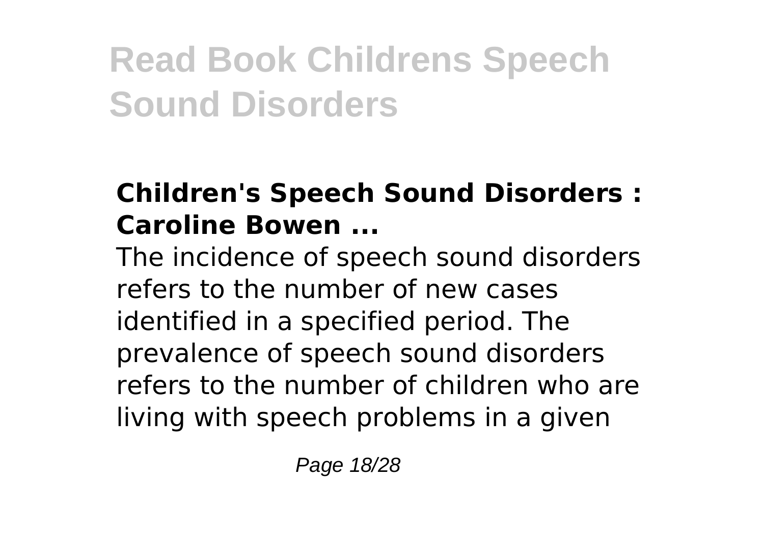### Children's Speech Sound Disorders : Caroline Bowen ...

The incidence of speech sound disorders refers to the number of new cases identified in a specified period. The prevalence of speech sound disorders refers to the number of children who are living with speech problems in a given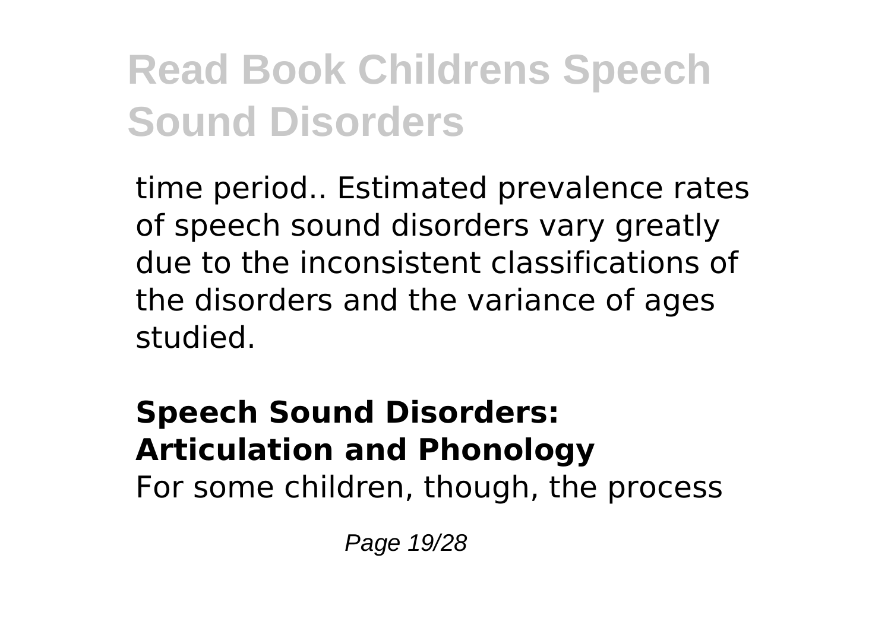time period.. Estimated prevalence rates of speech sound disorders vary greatly due to the inconsistent classifications of the disorders and the variance of ages studied.

**Speech Sound Disorders: Articulation and Phonology**

For some children, though, the process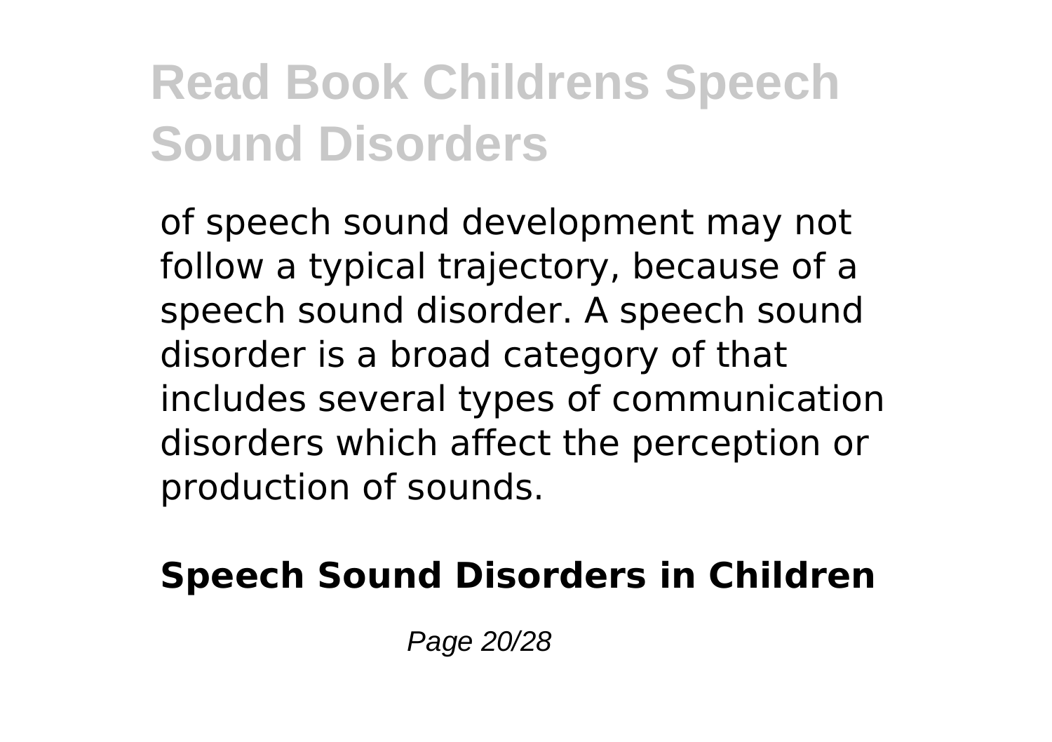of speech sound development may not follow a typical trajectory, because of a speech sound disorder. A speech sound disorder is a broad category of that includes several types of communication disorders which affect the perception or production of sounds.

**Speech Sound Disorders in Children**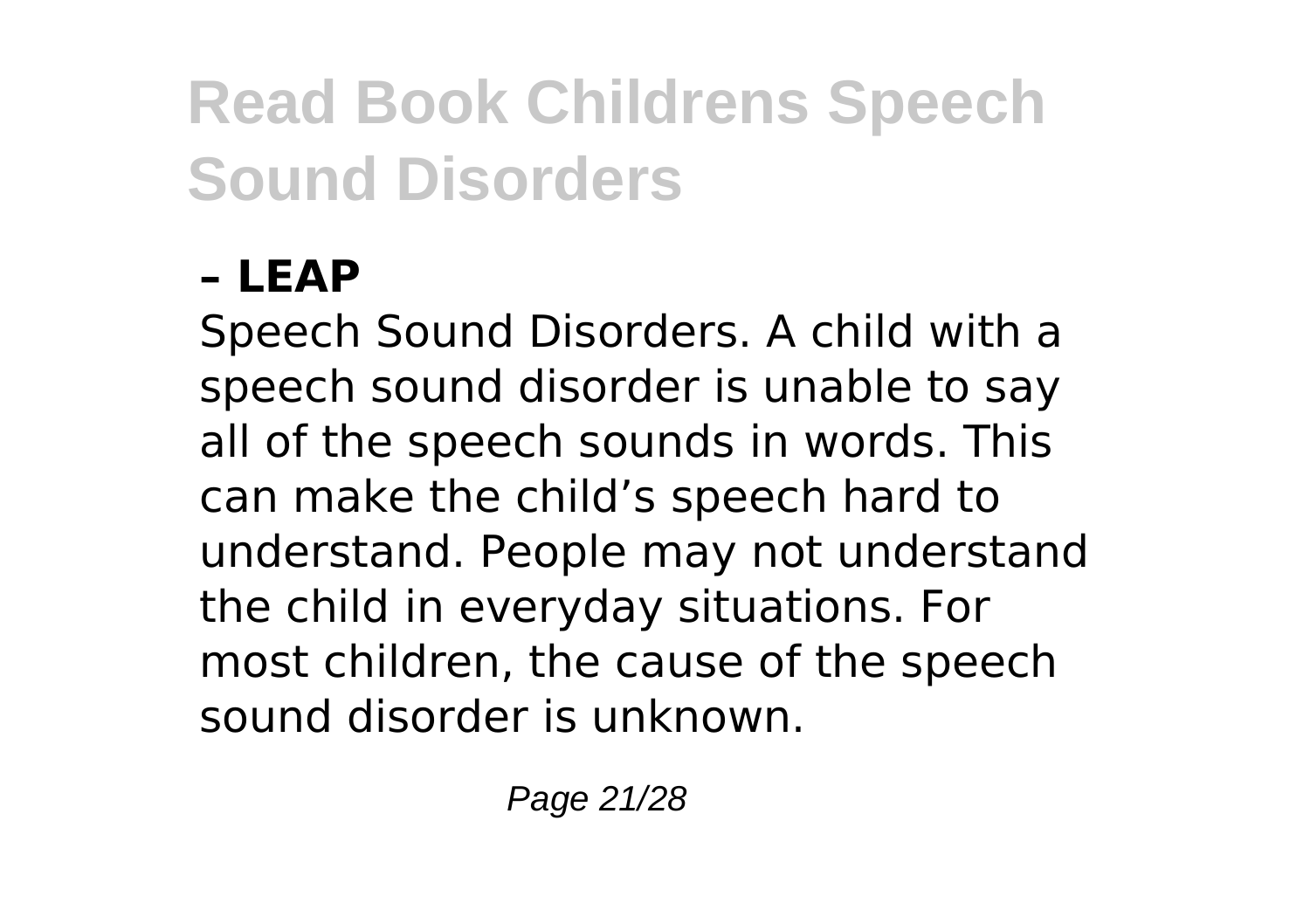# Read Book Childrens Speech Sound Disorders

### – LEAP

Speech Sound Disorders. A child with a speech sound disorder is unable to say all of the speech sounds in words. This can make the child's speech hard to understand. People may not understand the child in everyday situations. For most children, the cause of the speech sound disorder is unknown.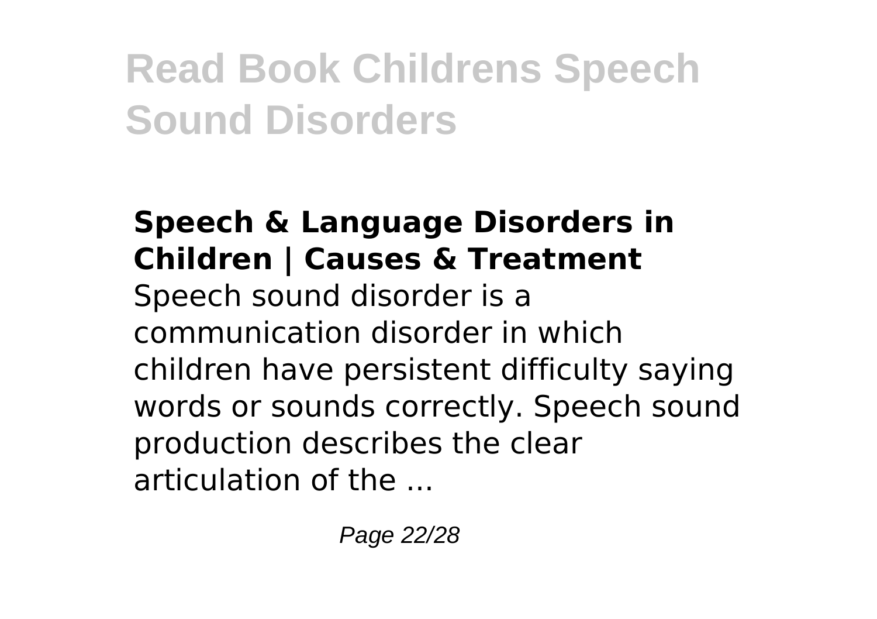**Speech & Language Disorders in Children | Causes & Treatment**

Speech sound disorder is a communication disorder in which children have persistent difficulty saying words or sounds correctly. Speech sound production describes the clear articulation of the ...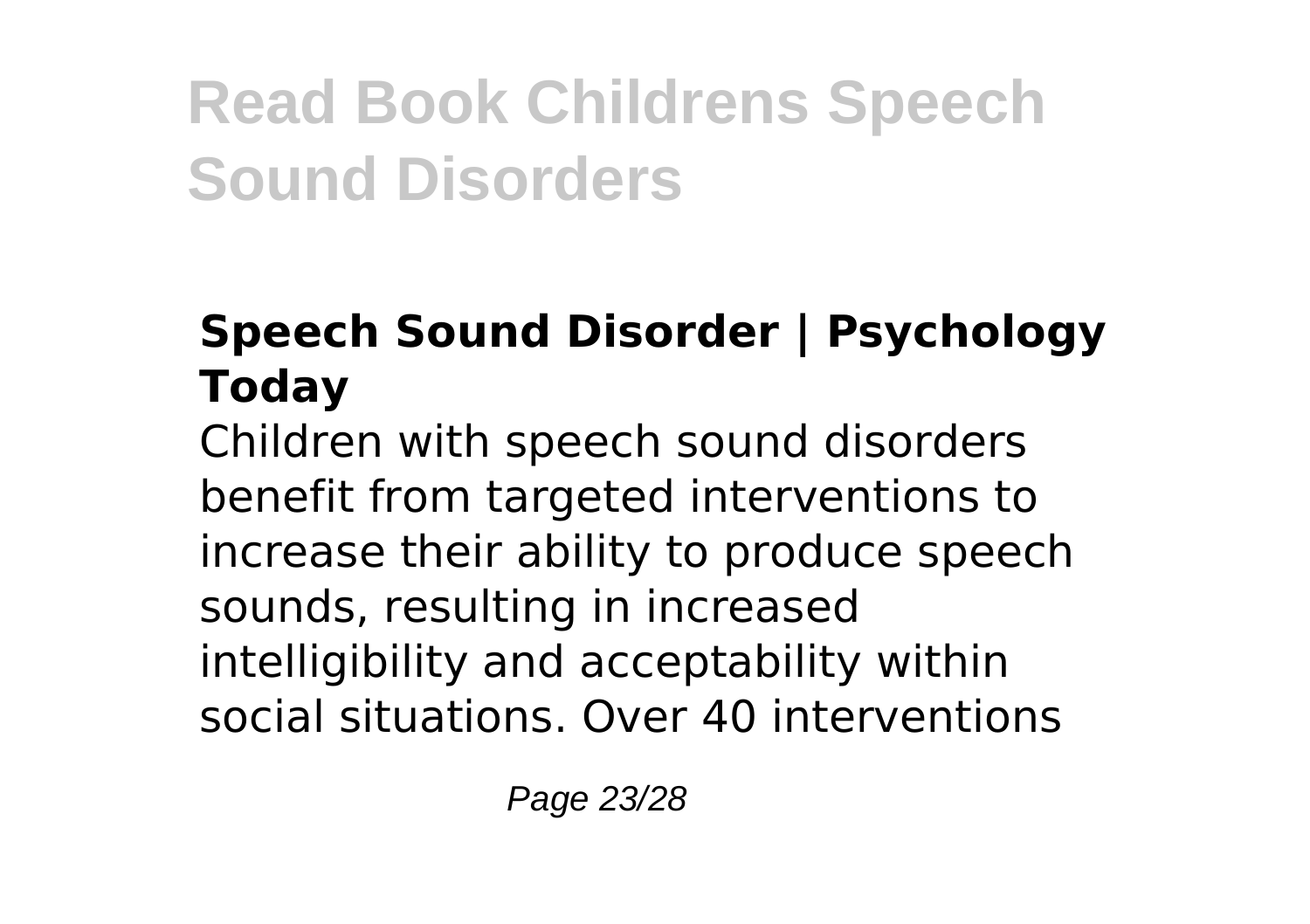## Speech Sound Disorder | Psychology Today

Children with speech sound disorders benefit from targeted interventions to increase their ability to produce speech sounds, resulting in increased intelligibility and acceptability within social situations. Over 40 interventions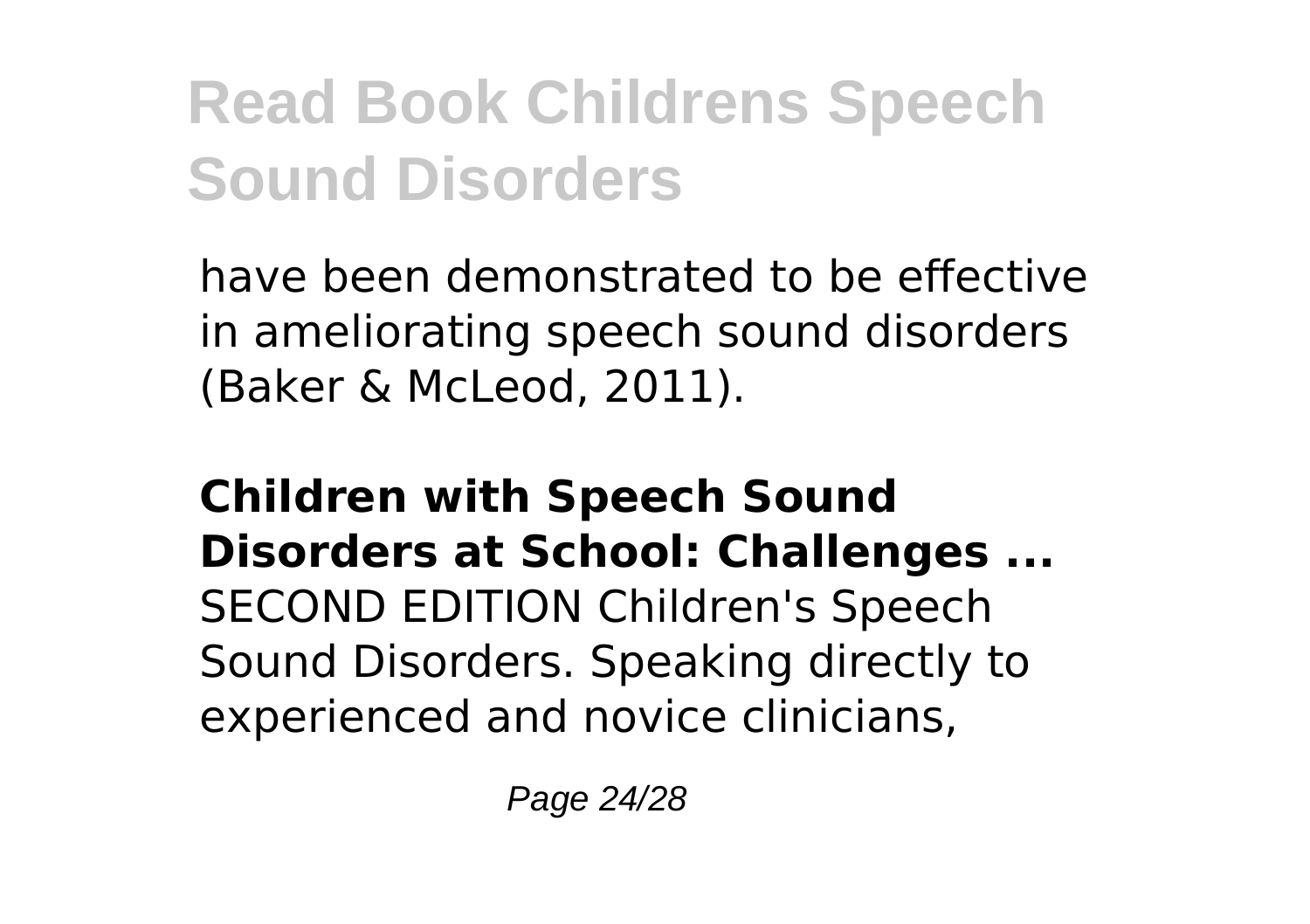have been demonstrated to be effective in ameliorating speech sound disorders (Baker & McLeod, 2011).

**Children with Speech Sound Disorders at School: Challenges ...**

SECOND EDITION Children's Speech Sound Disorders. Speaking directly to experienced and novice clinicians,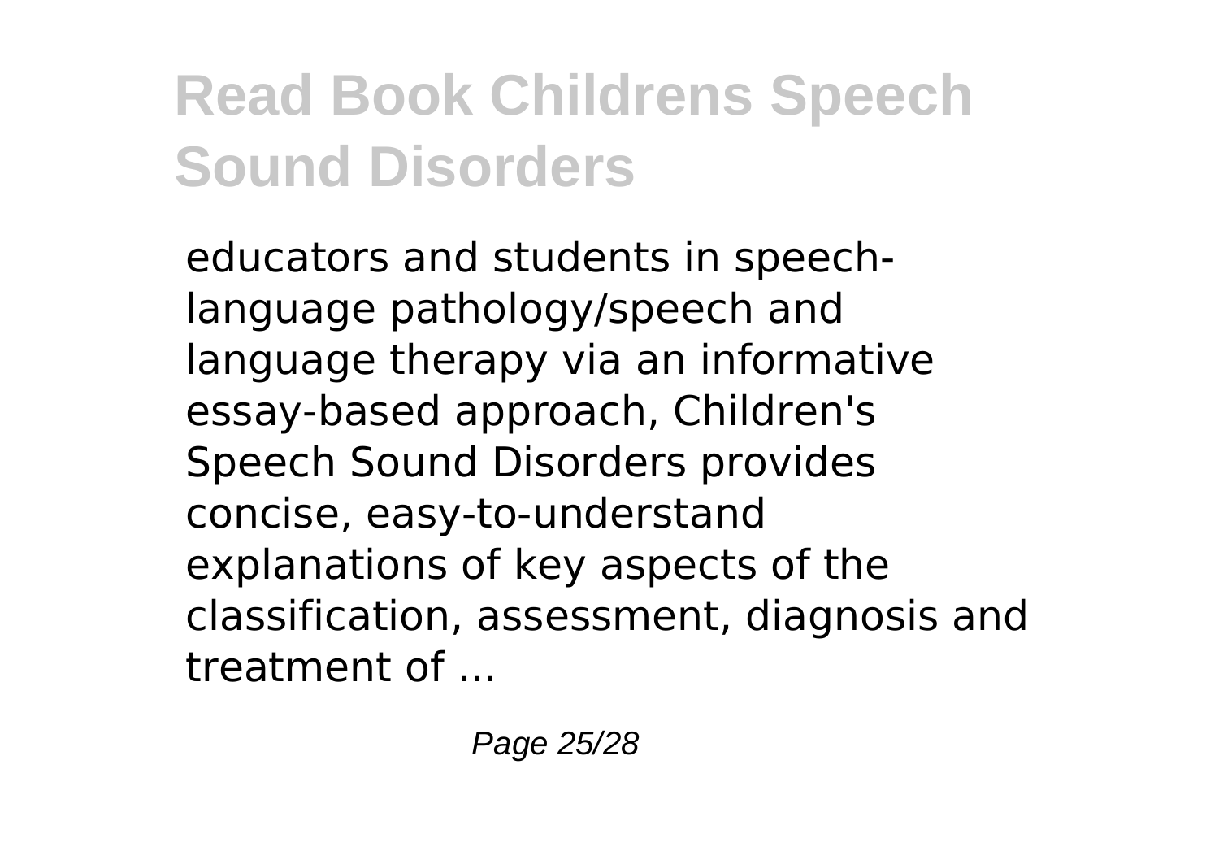educators and students in speech-language pathology/speech and language therapy via an informative essay-based approach, Children's Speech Sound Disorders provides concise, easy-to-understand explanations of key aspects of the classification, assessment, diagnosis and treatment of ...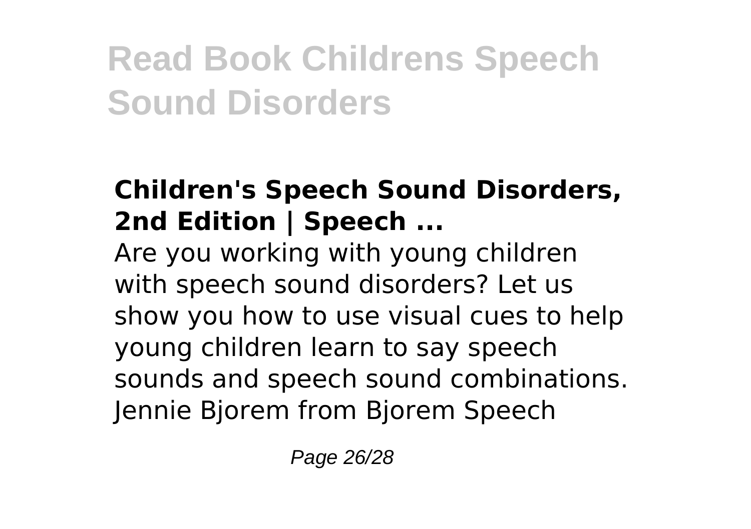### Children's Speech Sound Disorders, 2nd Edition | Speech ...

Are you working with young children with speech sound disorders? Let us show you how to use visual cues to help young children learn to say speech sounds and speech sound combinations. Jennie Bjorem from Bjorem Speech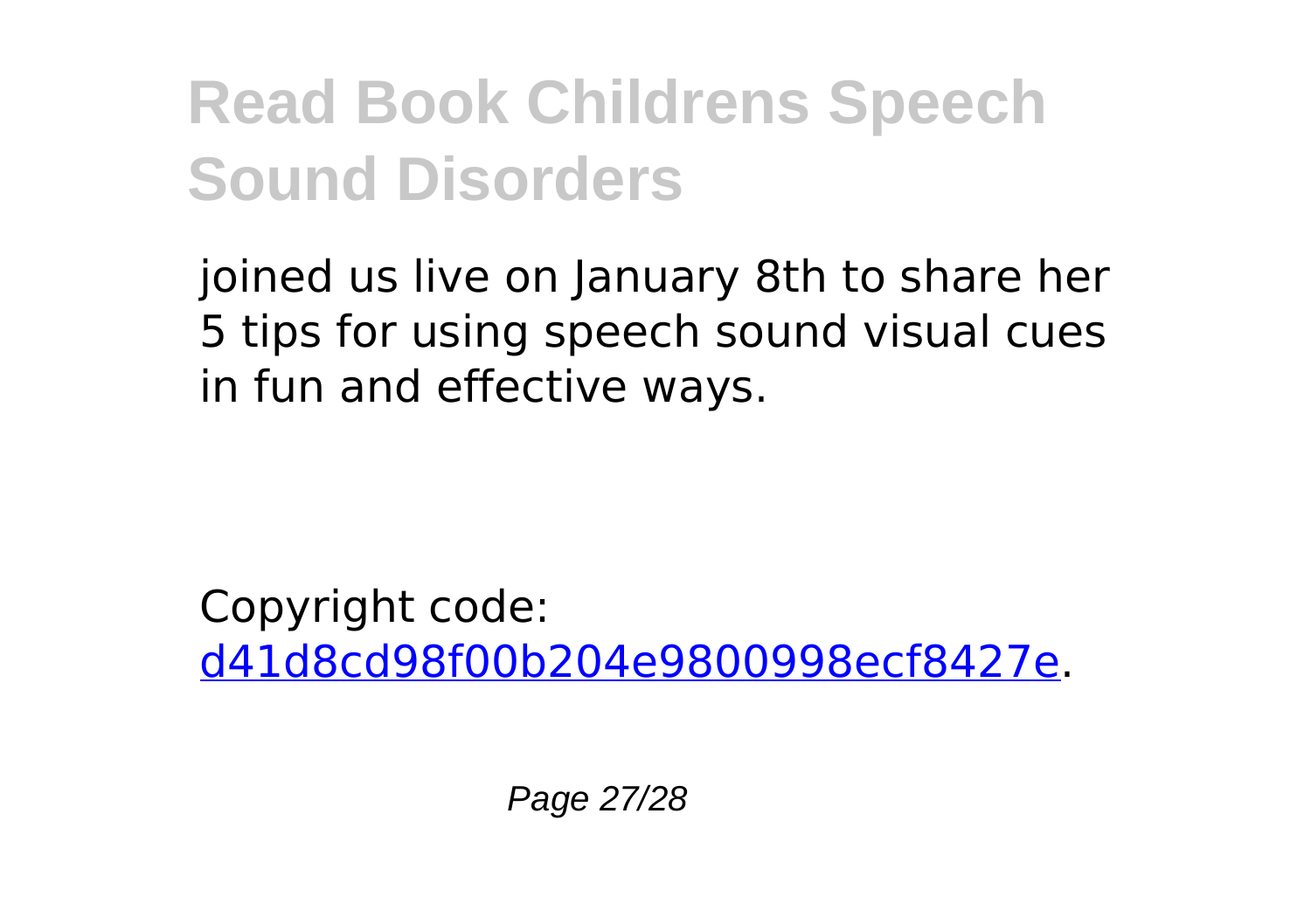joined us live on January 8th to share her 5 tips for using speech sound visual cues in fun and effective ways.

Copyright code: [d41d8cd98f00b204e9800998ecf8427e](d41d8cd98f00b204e9800998ecf8427e).